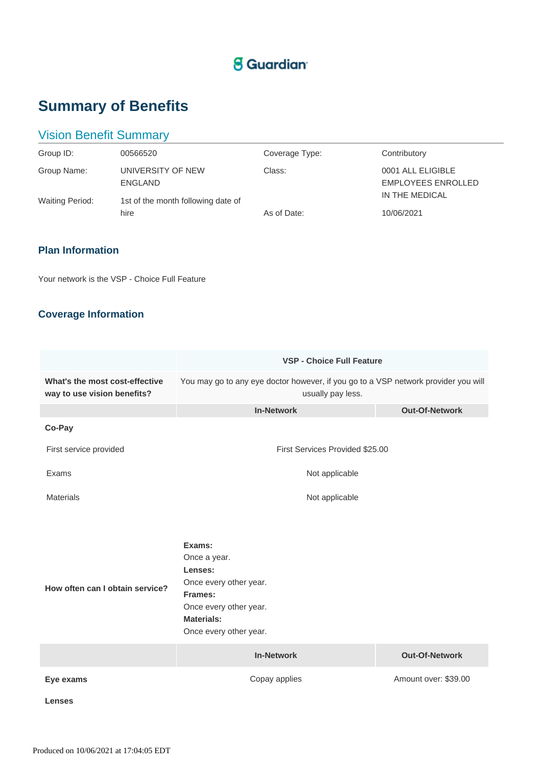Guardian

# Summary of Benefits

## Vision Benefit Summary

| | | | |
|---|---|---|---|
| Group ID: | 00566520 | Coverage Type: | Contributory |
| Group Name: | UNIVERSITY OF NEW ENGLAND | Class: | 0001 ALL ELIGIBLE EMPLOYEES ENROLLED IN THE MEDICAL |
| Waiting Period: | 1st of the month following date of hire | As of Date: | 10/06/2021 |

### Plan Information

Your network is the VSP - Choice Full Feature

### Coverage Information

| | VSP - Choice Full Feature | |
|---|---|---|
| **What's the most cost-effective way to use vision benefits?** | You may go to any eye doctor however, if you go to a VSP network provider you will usually pay less. | |
| | **In-Network** | **Out-Of-Network** |
| **Co-Pay** | | |
| First service provided | First Services Provided $25.00 | |
| Exams | Not applicable | |
| Materials | Not applicable | |
| **How often can I obtain service?** | **Exams:** Once a year. **Lenses:** Once every other year. **Frames:** Once every other year. **Materials:** Once every other year. | |
| | **In-Network** | **Out-Of-Network** |
| **Eye exams** | Copay applies | Amount over: $39.00 |
| **Lenses** | | |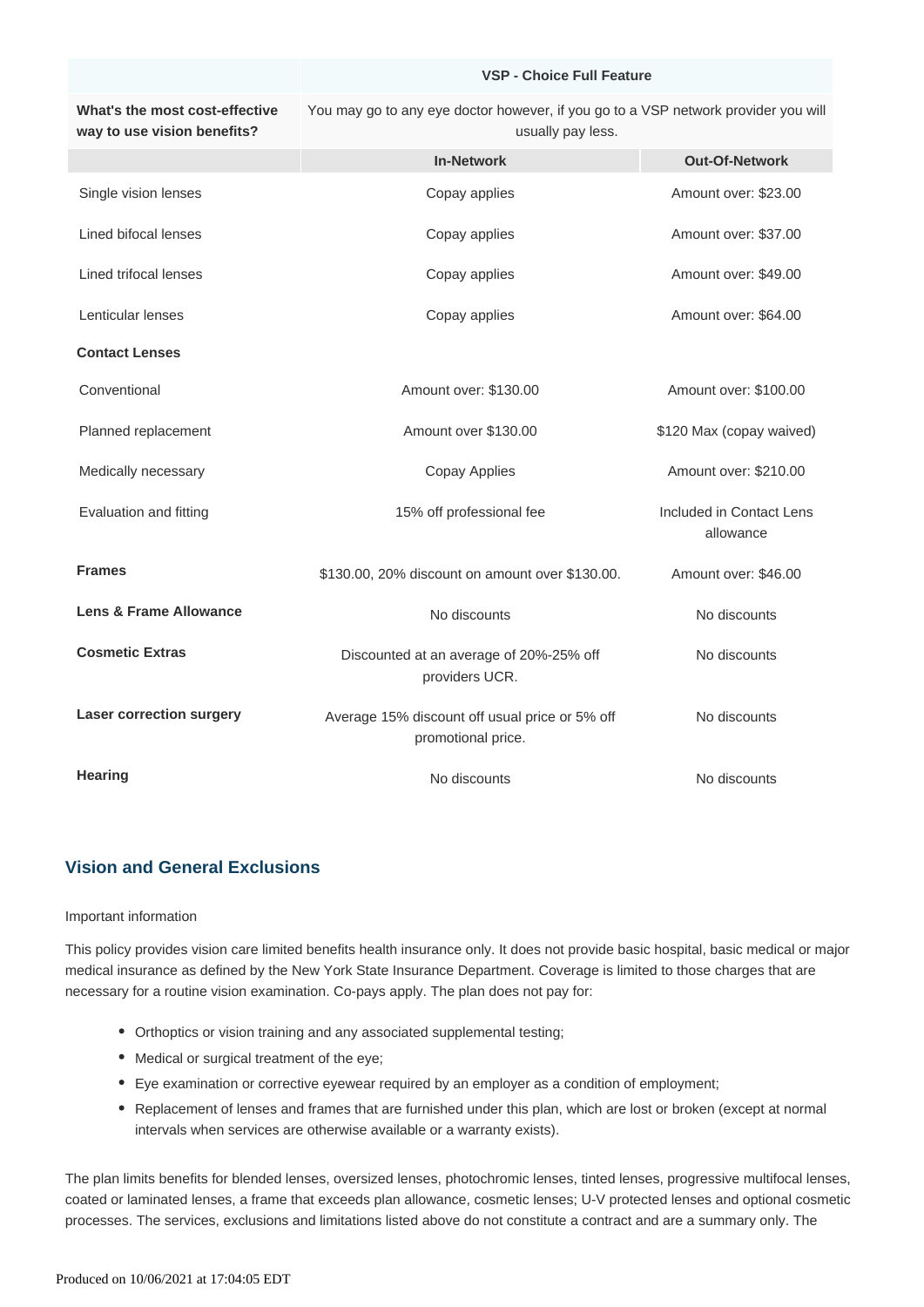| | VSP - Choice Full Feature | |
|---|---|---|
| **What's the most cost-effective way to use vision benefits?** | You may go to any eye doctor however, if you go to a VSP network provider you will usually pay less. | |
| | **In-Network** | **Out-Of-Network** |
| Single vision lenses | Copay applies | Amount over: $23.00 |
| Lined bifocal lenses | Copay applies | Amount over: $37.00 |
| Lined trifocal lenses | Copay applies | Amount over: $49.00 |
| Lenticular lenses | Copay applies | Amount over: $64.00 |
| **Contact Lenses** | | |
| Conventional | Amount over: $130.00 | Amount over: $100.00 |
| Planned replacement | Amount over $130.00 | $120 Max (copay waived) |
| Medically necessary | Copay Applies | Amount over: $210.00 |
| Evaluation and fitting | 15% off professional fee | Included in Contact Lens allowance |
| **Frames** | $130.00, 20% discount on amount over $130.00. | Amount over: $46.00 |
| **Lens & Frame Allowance** | No discounts | No discounts |
| **Cosmetic Extras** | Discounted at an average of 20%-25% off providers UCR. | No discounts |
| **Laser correction surgery** | Average 15% discount off usual price or 5% off promotional price. | No discounts |
| **Hearing** | No discounts | No discounts |

## Vision and General Exclusions

Important information

This policy provides vision care limited benefits health insurance only. It does not provide basic hospital, basic medical or major medical insurance as defined by the New York State Insurance Department. Coverage is limited to those charges that are necessary for a routine vision examination. Co-pays apply. The plan does not pay for:

- Orthoptics or vision training and any associated supplemental testing;
- Medical or surgical treatment of the eye;
- Eye examination or corrective eyewear required by an employer as a condition of employment;
- Replacement of lenses and frames that are furnished under this plan, which are lost or broken (except at normal intervals when services are otherwise available or a warranty exists).

The plan limits benefits for blended lenses, oversized lenses, photochromic lenses, tinted lenses, progressive multifocal lenses, coated or laminated lenses, a frame that exceeds plan allowance, cosmetic lenses; U-V protected lenses and optional cosmetic processes. The services, exclusions and limitations listed above do not constitute a contract and are a summary only. The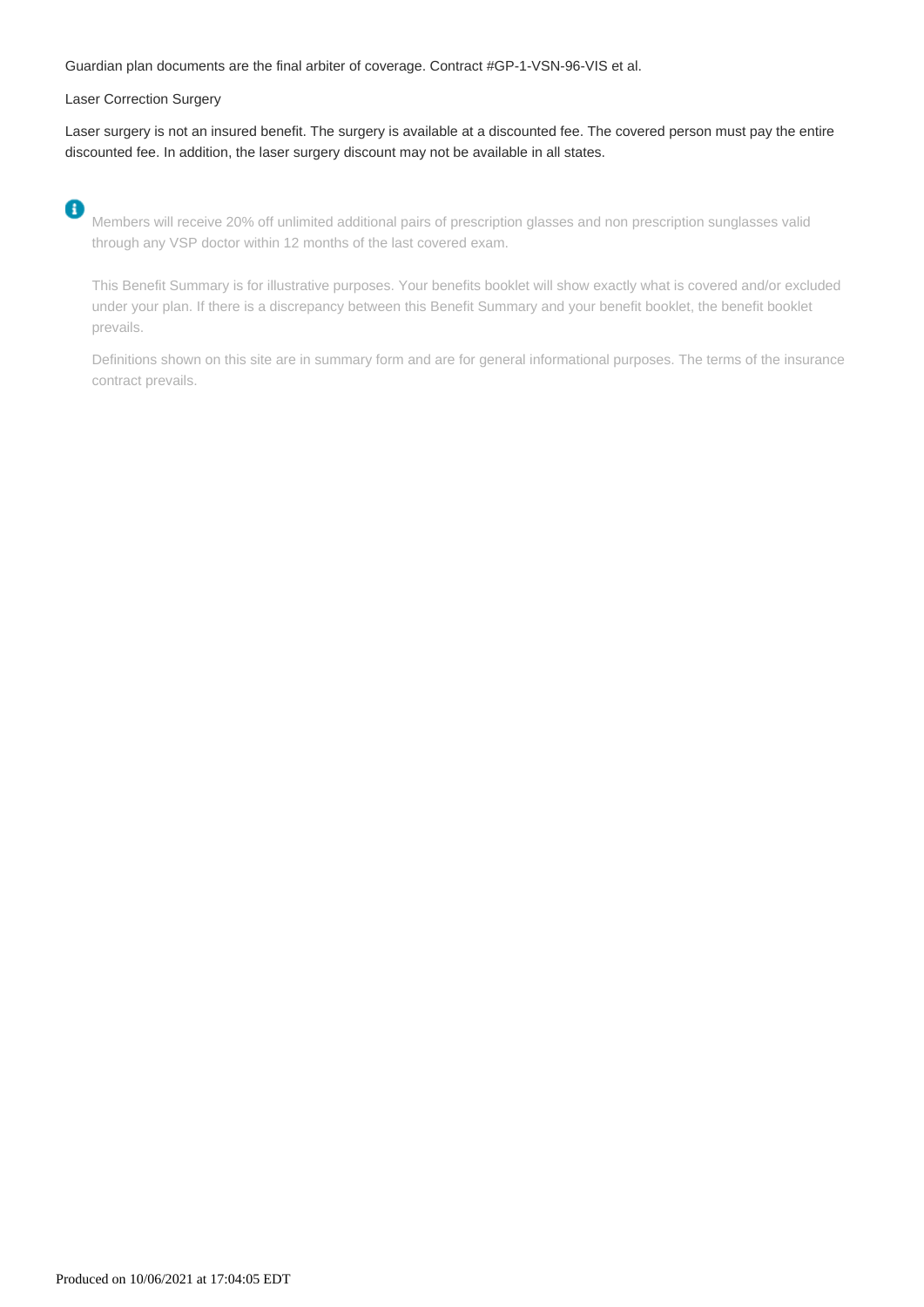Guardian plan documents are the final arbiter of coverage. Contract #GP-1-VSN-96-VIS et al.

Laser Correction Surgery

Laser surgery is not an insured benefit. The surgery is available at a discounted fee. The covered person must pay the entire discounted fee. In addition, the laser surgery discount may not be available in all states.

Members will receive 20% off unlimited additional pairs of prescription glasses and non prescription sunglasses valid through any VSP doctor within 12 months of the last covered exam.

This Benefit Summary is for illustrative purposes. Your benefits booklet will show exactly what is covered and/or excluded under your plan. If there is a discrepancy between this Benefit Summary and your benefit booklet, the benefit booklet prevails.

Definitions shown on this site are in summary form and are for general informational purposes. The terms of the insurance contract prevails.

Produced on 10/06/2021 at 17:04:05 EDT